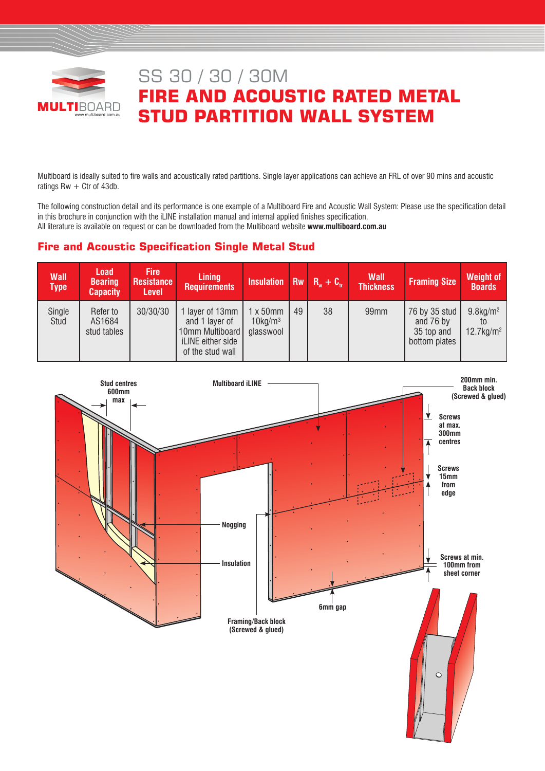MULTIBOARD
www.multiboard.com.au

# SS 30 / 30 / 30M
# FIRE AND ACOUSTIC RATED METAL STUD PARTITION WALL SYSTEM

Multiboard is ideally suited to fire walls and acoustically rated partitions. Single layer applications can achieve an FRL of over 90 mins and acoustic ratings Rw + Ctr of 43db.

The following construction detail and its performance is one example of a Multiboard Fire and Acoustic Wall System: Please use the specification detail in this brochure in conjunction with the iLINE installation manual and internal applied finishes specification.
All literature is available on request or can be downloaded from the Multiboard website **www.multiboard.com.au**

## Fire and Acoustic Specification Single Metal Stud

| Wall Type | Load Bearing Capacity | Fire Resistance Level | Lining Requirements | Insulation | Rw | $R_w + C_{tr}$ | Wall Thickness | Framing Size | Weight of Boards |
|---|---|---|---|---|---|---|---|---|---|
| Single Stud | Refer to AS1684 stud tables | 30/30/30 | 1 layer of 13mm and 1 layer of 10mm Multiboard iLINE either side of the stud wall | 1 x 50mm 10kg/$m^3$ glasswool | 49 | 38 | 99mm | 76 by 35 stud and 76 by 35 top and bottom plates | 9.8kg/$m^2$ to 12.7kg/$m^2$ |

Stud centres 600mm max

Multiboard iLINE

200mm min. Back block (Screwed & glued)

Screws at max. 300mm centres

Screws 15mm from edge

Nogging

Insulation

Screws at min. 100mm from sheet corner

6mm gap

Framing/Back block (Screwed & glued)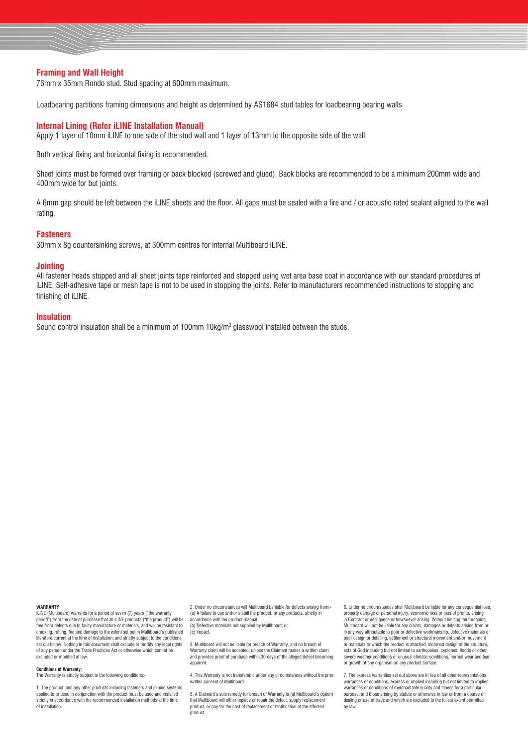## Framing and Wall Height

76mm x 35mm Rondo stud. Stud spacing at 600mm maximum.

Loadbearing partitions framing dimensions and height as determined by AS1684 stud tables for loadbearing bearing walls.

## Internal Lining (Refer iLINE Installation Manual)

Apply 1 layer of 10mm iLINE to one side of the stud wall and 1 layer of 13mm to the opposite side of the wall.

Both vertical fixing and horizontal fixing is recommended.

Sheet joints must be formed over framing or back blocked (screwed and glued). Back blocks are recommended to be a minimum 200mm wide and 400mm wide for but joints.

A 6mm gap should be left between the iLINE sheets and the floor. All gaps must be sealed with a fire and / or acoustic rated sealant aligned to the wall rating.

## Fasteners

30mm x 8g countersinking screws, at 300mm centres for internal Multiboard iLINE.

## Jointing

All fastener heads stopped and all sheet joints tape reinforced and stopped using wet area base coat in accordance with our standard procedures of iLINE. Self-adhesive tape or mesh tape is not to be used in stopping the joints. Refer to manufacturers recommended instructions to stopping and finishing of iLINE.

## Insulation

Sound control insulation shall be a minimum of 100mm 10kg/m$^3$ glasswool installed between the studs.

**WARRANTY**

iLINE (Multiboard) warrants for a period of seven (7) years ("the warranty period") from the date of purchase that all iLINE products ("the product") will be free from defects due to faulty manufacture or materials, and will be resistant to cracking, rotting, fire and damage to the extent set out in Multiboard's published literature current at the time of installation, and strictly subject to the conditions set out below. Nothing in this document shall exclude or modify any legal rights of any person under the Trade Practices Act or otherwise which cannot be excluded or modified at law.

**Conditions of Warranty:**

The Warranty is strictly subject to the following conditions:-

1. The product, and any other products including fasteners and joining systems, applied to or used in conjunction with the product must be used and installed strictly in accordance with the recommended installation methods at the time of installation.

2. Under no circumstances will Multiboard be liable for defects arising from:-
(a) A failure to use and/or install the product, or any products, strictly in accordance with the product manual.
(b) Defective materials not supplied by Multiboard; or
(c) Impact.

3. Multiboard will not be liable for breach of Warranty, and no breach of Warranty claim will be accepted, unless the Claimant makes a written claim and provides proof of purchase within 30 days of the alleged defect becoming apparent.

4. This Warranty is not transferable under any circumstances without the prior written consent of Multiboard.

5. A Claimant's sole remedy for breach of Warranty is (at Multiboard's option) that Multiboard will either replace or repair the defect, supply replacement product, or pay for the cost of replacement or rectification of the affected product.

6. Under no circumstances shall Multiboard be liable for any consequential loss, property damage or personal injury, economic loss or loss of profits, arising in Contract or negligence or howsoever arising. Without limiting the foregoing, Multiboard will not be liable for any claims, damages or defects arising from or in any way attributable to poor or defective workmanship, defective materials or poor design or detailing, settlement or structural movement and/or movement or materials to which the product is attached, incorrect design of the structure, acts of God including but not limited to earthquakes, cyclones, floods or other severe weather conditions or unusual climatic conditions, normal wear and tear, or growth of any organism on any product surface.

7. The express warranties set out above are in lieu of all other representations, warranties or conditions, express or implied including but not limited to implied warranties or conditions of merchantable quality and fitness for a particular purpose, and those arising by statute or otherwise in law or from a course of dealing or use of trade and which are excluded to the fullest extent permitted by law.